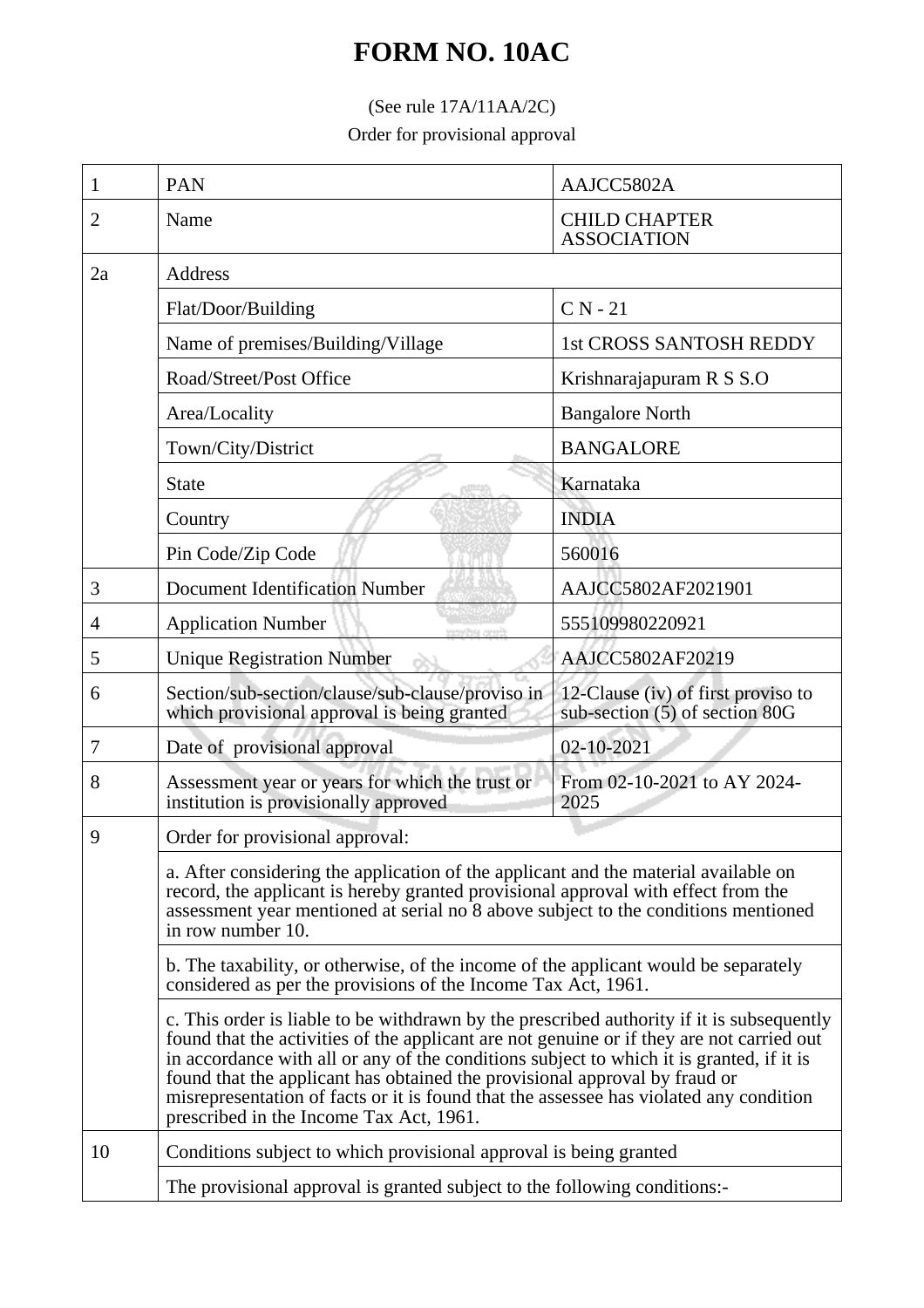# FORM NO. 10AC

(See rule 17A/11AA/2C)

Order for provisional approval

| | | |
|---|---|---|
| 1 | PAN | AAJCC5802A |
| 2 | Name | CHILD CHAPTER ASSOCIATION |
| 2a | Address | |
| | Flat/Door/Building | C N - 21 |
| | Name of premises/Building/Village | 1st CROSS SANTOSH REDDY |
| | Road/Street/Post Office | Krishnarajapuram R S S.O |
| | Area/Locality | Bangalore North |
| | Town/City/District | BANGALORE |
| | State | Karnataka |
| | Country | INDIA |
| | Pin Code/Zip Code | 560016 |
| 3 | Document Identification Number | AAJCC5802AF2021901 |
| 4 | Application Number | 555109980220921 |
| 5 | Unique Registration Number | AAJCC5802AF20219 |
| 6 | Section/sub-section/clause/sub-clause/proviso in which provisional approval is being granted | 12-Clause (iv) of first proviso to sub-section (5) of section 80G |
| 7 | Date of provisional approval | 02-10-2021 |
| 8 | Assessment year or years for which the trust or institution is provisionally approved | From 02-10-2021 to AY 2024-2025 |
| 9 | Order for provisional approval: | |
| | a. After considering the application of the applicant and the material available on record, the applicant is hereby granted provisional approval with effect from the assessment year mentioned at serial no 8 above subject to the conditions mentioned in row number 10. | |
| | b. The taxability, or otherwise, of the income of the applicant would be separately considered as per the provisions of the Income Tax Act, 1961. | |
| | c. This order is liable to be withdrawn by the prescribed authority if it is subsequently found that the activities of the applicant are not genuine or if they are not carried out in accordance with all or any of the conditions subject to which it is granted, if it is found that the applicant has obtained the provisional approval by fraud or misrepresentation of facts or it is found that the assessee has violated any condition prescribed in the Income Tax Act, 1961. | |
| 10 | Conditions subject to which provisional approval is being granted | |
| | The provisional approval is granted subject to the following conditions:- | |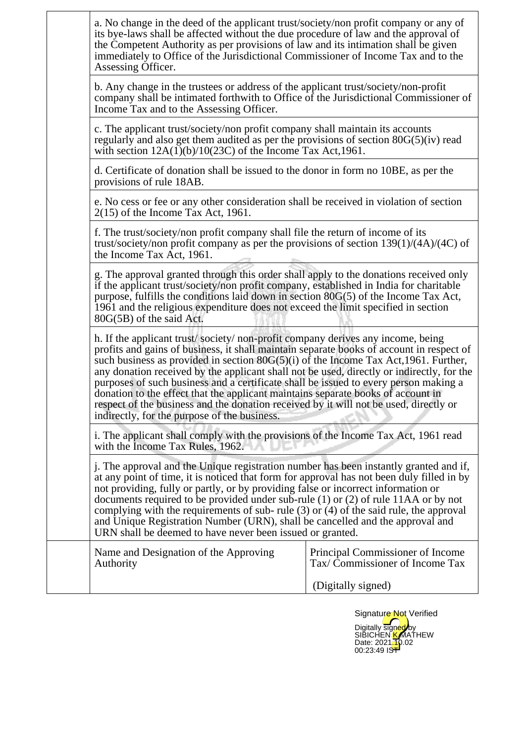| | | |
|---|---|---|
| | a. No change in the deed of the applicant trust/society/non profit company or any of its bye-laws shall be affected without the due procedure of law and the approval of the Competent Authority as per provisions of law and its intimation shall be given immediately to Office of the Jurisdictional Commissioner of Income Tax and to the Assessing Officer. | |
| | b. Any change in the trustees or address of the applicant trust/society/non-profit company shall be intimated forthwith to Office of the Jurisdictional Commissioner of Income Tax and to the Assessing Officer. | |
| | c. The applicant trust/society/non profit company shall maintain its accounts regularly and also get them audited as per the provisions of section 80G(5)(iv) read with section 12A(1)(b)/10(23C) of the Income Tax Act,1961. | |
| | d. Certificate of donation shall be issued to the donor in form no 10BE, as per the provisions of rule 18AB. | |
| | e. No cess or fee or any other consideration shall be received in violation of section 2(15) of the Income Tax Act, 1961. | |
| | f. The trust/society/non profit company shall file the return of income of its trust/society/non profit company as per the provisions of section 139(1)/(4A)/(4C) of the Income Tax Act, 1961. | |
| | g. The approval granted through this order shall apply to the donations received only if the applicant trust/society/non profit company, established in India for charitable purpose, fulfills the conditions laid down in section 80G(5) of the Income Tax Act, 1961 and the religious expenditure does not exceed the limit specified in section 80G(5B) of the said Act. | |
| | h. If the applicant trust/ society/ non-profit company derives any income, being profits and gains of business, it shall maintain separate books of account in respect of such business as provided in section 80G(5)(i) of the Income Tax Act,1961. Further, any donation received by the applicant shall not be used, directly or indirectly, for the purposes of such business and a certificate shall be issued to every person making a donation to the effect that the applicant maintains separate books of account in respect of the business and the donation received by it will not be used, directly or indirectly, for the purpose of the business. | |
| | i. The applicant shall comply with the provisions of the Income Tax Act, 1961 read with the Income Tax Rules, 1962. | |
| | j. The approval and the Unique registration number has been instantly granted and if, at any point of time, it is noticed that form for approval has not been duly filled in by not providing, fully or partly, or by providing false or incorrect information or documents required to be provided under sub-rule (1) or (2) of rule 11AA or by not complying with the requirements of sub- rule (3) or (4) of the said rule, the approval and Unique Registration Number (URN), shall be cancelled and the approval and URN shall be deemed to have never been issued or granted. | |
| | Name and Designation of the Approving Authority | Principal Commissioner of Income Tax/ Commissioner of Income Tax |
| | | (Digitally signed) |

Signature Not Verified
Digitally signed by SIBICHEN K MATHEW
Date: 2021.10.02 00:23:49 IST